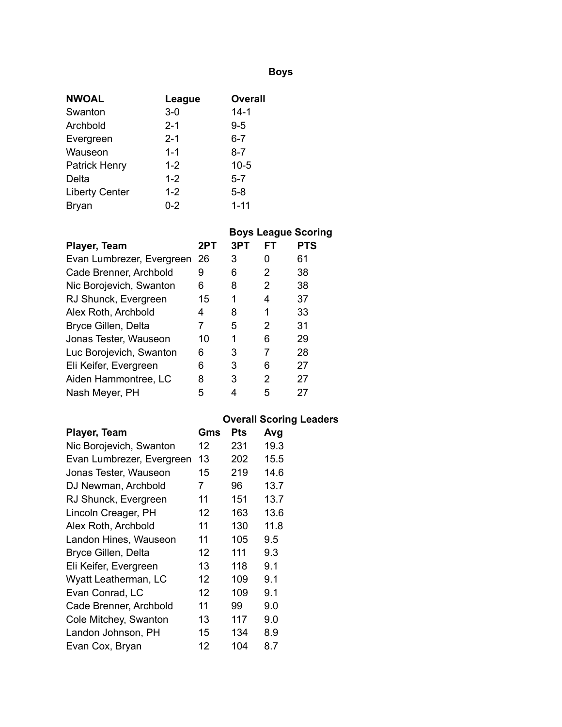# Boys

| NWOAL | League | Overall |
|---|---|---|
| Swanton | 3-0 | 14-1 |
| Archbold | 2-1 | 9-5 |
| Evergreen | 2-1 | 6-7 |
| Wauseon | 1-1 | 8-7 |
| Patrick Henry | 1-2 | 10-5 |
| Delta | 1-2 | 5-7 |
| Liberty Center | 1-2 | 5-8 |
| Bryan | 0-2 | 1-11 |

## Boys League Scoring

| Player, Team | 2PT | 3PT | FT | PTS |
|---|---|---|---|---|
| Evan Lumbrezer, Evergreen | 26 | 3 | 0 | 61 |
| Cade Brenner, Archbold | 9 | 6 | 2 | 38 |
| Nic Borojevich, Swanton | 6 | 8 | 2 | 38 |
| RJ Shunck, Evergreen | 15 | 1 | 4 | 37 |
| Alex Roth, Archbold | 4 | 8 | 1 | 33 |
| Bryce Gillen, Delta | 7 | 5 | 2 | 31 |
| Jonas Tester, Wauseon | 10 | 1 | 6 | 29 |
| Luc Borojevich, Swanton | 6 | 3 | 7 | 28 |
| Eli Keifer, Evergreen | 6 | 3 | 6 | 27 |
| Aiden Hammontree, LC | 8 | 3 | 2 | 27 |
| Nash Meyer, PH | 5 | 4 | 5 | 27 |

## Overall Scoring Leaders

| Player, Team | Gms | Pts | Avg |
|---|---|---|---|
| Nic Borojevich, Swanton | 12 | 231 | 19.3 |
| Evan Lumbrezer, Evergreen | 13 | 202 | 15.5 |
| Jonas Tester, Wauseon | 15 | 219 | 14.6 |
| DJ Newman, Archbold | 7 | 96 | 13.7 |
| RJ Shunck, Evergreen | 11 | 151 | 13.7 |
| Lincoln Creager, PH | 12 | 163 | 13.6 |
| Alex Roth, Archbold | 11 | 130 | 11.8 |
| Landon Hines, Wauseon | 11 | 105 | 9.5 |
| Bryce Gillen, Delta | 12 | 111 | 9.3 |
| Eli Keifer, Evergreen | 13 | 118 | 9.1 |
| Wyatt Leatherman, LC | 12 | 109 | 9.1 |
| Evan Conrad, LC | 12 | 109 | 9.1 |
| Cade Brenner, Archbold | 11 | 99 | 9.0 |
| Cole Mitchey, Swanton | 13 | 117 | 9.0 |
| Landon Johnson, PH | 15 | 134 | 8.9 |
| Evan Cox, Bryan | 12 | 104 | 8.7 |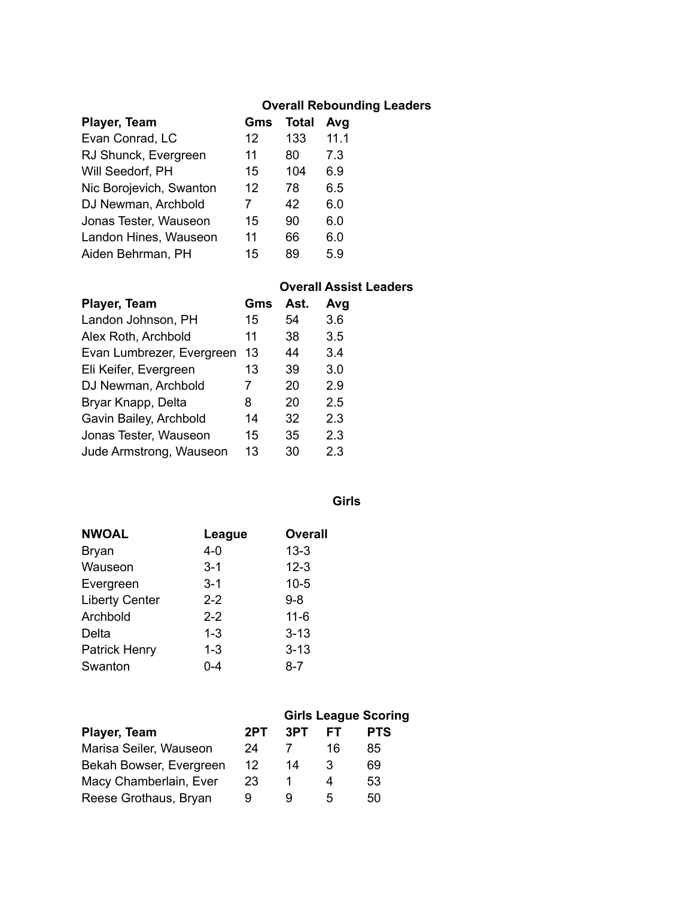### Overall Rebounding Leaders

| Player, Team | Gms | Total | Avg |
|---|---|---|---|
| Evan Conrad, LC | 12 | 133 | 11.1 |
| RJ Shunck, Evergreen | 11 | 80 | 7.3 |
| Will Seedorf, PH | 15 | 104 | 6.9 |
| Nic Borojevich, Swanton | 12 | 78 | 6.5 |
| DJ Newman, Archbold | 7 | 42 | 6.0 |
| Jonas Tester, Wauseon | 15 | 90 | 6.0 |
| Landon Hines, Wauseon | 11 | 66 | 6.0 |
| Aiden Behrman, PH | 15 | 89 | 5.9 |

### Overall Assist Leaders

| Player, Team | Gms | Ast. | Avg |
|---|---|---|---|
| Landon Johnson, PH | 15 | 54 | 3.6 |
| Alex Roth, Archbold | 11 | 38 | 3.5 |
| Evan Lumbrezer, Evergreen | 13 | 44 | 3.4 |
| Eli Keifer, Evergreen | 13 | 39 | 3.0 |
| DJ Newman, Archbold | 7 | 20 | 2.9 |
| Bryar Knapp, Delta | 8 | 20 | 2.5 |
| Gavin Bailey, Archbold | 14 | 32 | 2.3 |
| Jonas Tester, Wauseon | 15 | 35 | 2.3 |
| Jude Armstrong, Wauseon | 13 | 30 | 2.3 |

## Girls

| NWOAL | League | Overall |
|---|---|---|
| Bryan | 4-0 | 13-3 |
| Wauseon | 3-1 | 12-3 |
| Evergreen | 3-1 | 10-5 |
| Liberty Center | 2-2 | 9-8 |
| Archbold | 2-2 | 11-6 |
| Delta | 1-3 | 3-13 |
| Patrick Henry | 1-3 | 3-13 |
| Swanton | 0-4 | 8-7 |

### Girls League Scoring

| Player, Team | 2PT | 3PT | FT | PTS |
|---|---|---|---|---|
| Marisa Seiler, Wauseon | 24 | 7 | 16 | 85 |
| Bekah Bowser, Evergreen | 12 | 14 | 3 | 69 |
| Macy Chamberlain, Ever | 23 | 1 | 4 | 53 |
| Reese Grothaus, Bryan | 9 | 9 | 5 | 50 |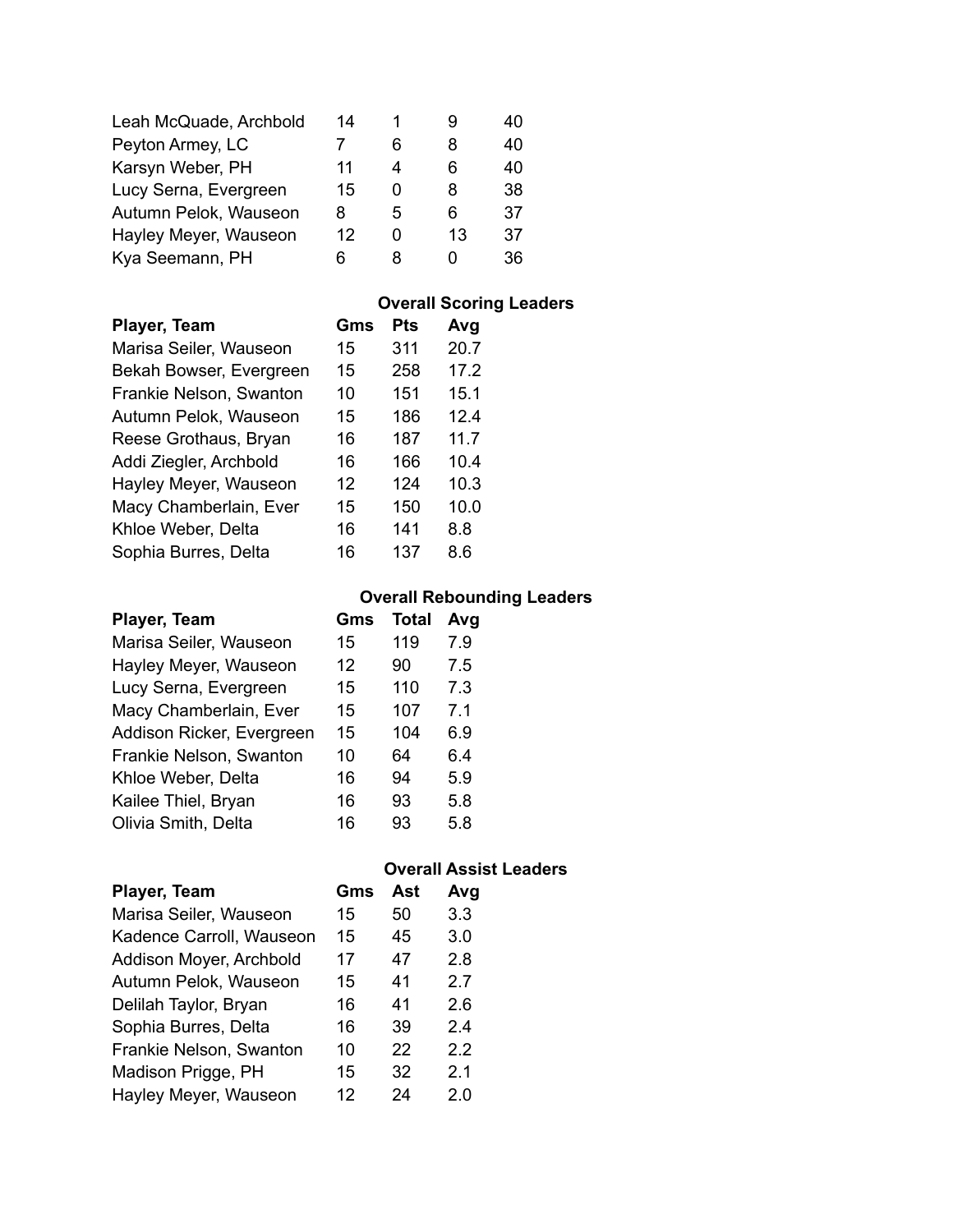| | | | | |
|---|---|---|---|---|
| Leah McQuade, Archbold | 14 | 1 | 9 | 40 |
| Peyton Armey, LC | 7 | 6 | 8 | 40 |
| Karsyn Weber, PH | 11 | 4 | 6 | 40 |
| Lucy Serna, Evergreen | 15 | 0 | 8 | 38 |
| Autumn Pelok, Wauseon | 8 | 5 | 6 | 37 |
| Hayley Meyer, Wauseon | 12 | 0 | 13 | 37 |
| Kya Seemann, PH | 6 | 8 | 0 | 36 |

**Overall Scoring Leaders**

| Player, Team | Gms | Pts | Avg |
|---|---|---|---|
| Marisa Seiler, Wauseon | 15 | 311 | 20.7 |
| Bekah Bowser, Evergreen | 15 | 258 | 17.2 |
| Frankie Nelson, Swanton | 10 | 151 | 15.1 |
| Autumn Pelok, Wauseon | 15 | 186 | 12.4 |
| Reese Grothaus, Bryan | 16 | 187 | 11.7 |
| Addi Ziegler, Archbold | 16 | 166 | 10.4 |
| Hayley Meyer, Wauseon | 12 | 124 | 10.3 |
| Macy Chamberlain, Ever | 15 | 150 | 10.0 |
| Khloe Weber, Delta | 16 | 141 | 8.8 |
| Sophia Burres, Delta | 16 | 137 | 8.6 |

**Overall Rebounding Leaders**

| Player, Team | Gms | Total | Avg |
|---|---|---|---|
| Marisa Seiler, Wauseon | 15 | 119 | 7.9 |
| Hayley Meyer, Wauseon | 12 | 90 | 7.5 |
| Lucy Serna, Evergreen | 15 | 110 | 7.3 |
| Macy Chamberlain, Ever | 15 | 107 | 7.1 |
| Addison Ricker, Evergreen | 15 | 104 | 6.9 |
| Frankie Nelson, Swanton | 10 | 64 | 6.4 |
| Khloe Weber, Delta | 16 | 94 | 5.9 |
| Kailee Thiel, Bryan | 16 | 93 | 5.8 |
| Olivia Smith, Delta | 16 | 93 | 5.8 |

**Overall Assist Leaders**

| Player, Team | Gms | Ast | Avg |
|---|---|---|---|
| Marisa Seiler, Wauseon | 15 | 50 | 3.3 |
| Kadence Carroll, Wauseon | 15 | 45 | 3.0 |
| Addison Moyer, Archbold | 17 | 47 | 2.8 |
| Autumn Pelok, Wauseon | 15 | 41 | 2.7 |
| Delilah Taylor, Bryan | 16 | 41 | 2.6 |
| Sophia Burres, Delta | 16 | 39 | 2.4 |
| Frankie Nelson, Swanton | 10 | 22 | 2.2 |
| Madison Prigge, PH | 15 | 32 | 2.1 |
| Hayley Meyer, Wauseon | 12 | 24 | 2.0 |